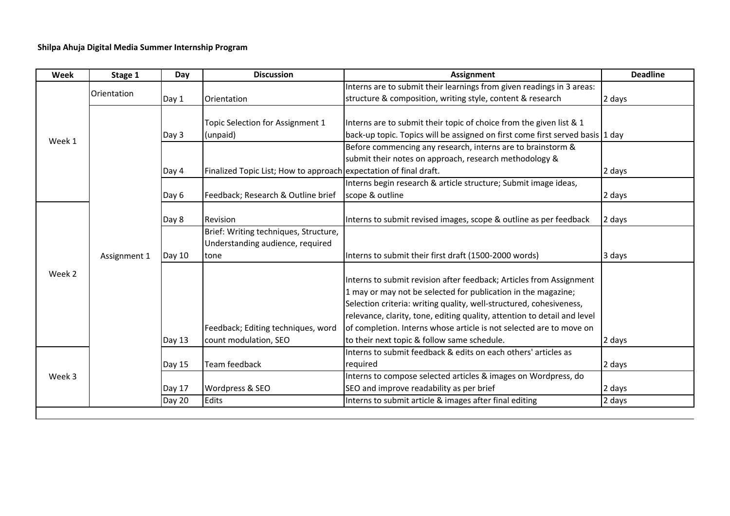**Shilpa Ahuja Digital Media Summer Internship Program**

| Week | Stage 1 | Day | Discussion | Assignment | Deadline |
| --- | --- | --- | --- | --- | --- |
| Week 1 | Orientation | Day 1 | Orientation | Interns are to submit their learnings from given readings in 3 areas: structure & composition, writing style, content & research | 2 days |
| | Assignment 1 | Day 3 | Topic Selection for Assignment 1 (unpaid) | Interns are to submit their topic of choice from the given list & 1 back-up topic. Topics will be assigned on first come first served basis | 1 day |
| | | Day 4 | Finalized Topic List; How to approach | Before commencing any research, interns are to brainstorm & submit their notes on approach, research methodology & expectation of final draft. | 2 days |
| | | Day 6 | Feedback; Research & Outline brief | Interns begin research & article structure; Submit image ideas, scope & outline | 2 days |
| Week 2 | | Day 8 | Revision | Interns to submit revised images, scope & outline as per feedback | 2 days |
| | | Day 10 | Brief: Writing techniques, Structure, Understanding audience, required tone | Interns to submit their first draft (1500-2000 words) | 3 days |
| | | Day 13 | Feedback; Editing techniques, word count modulation, SEO | Interns to submit revision after feedback; Articles from Assignment 1 may or may not be selected for publication in the magazine; Selection criteria: writing quality, well-structured, cohesiveness, relevance, clarity, tone, editing quality, attention to detail and level of completion. Interns whose article is not selected are to move on to their next topic & follow same schedule. | 2 days |
| Week 3 | | Day 15 | Team feedback | Interns to submit feedback & edits on each others' articles as required | 2 days |
| | | Day 17 | Wordpress & SEO | Interns to compose selected articles & images on Wordpress, do SEO and improve readability as per brief | 2 days |
| | | Day 20 | Edits | Interns to submit article & images after final editing | 2 days |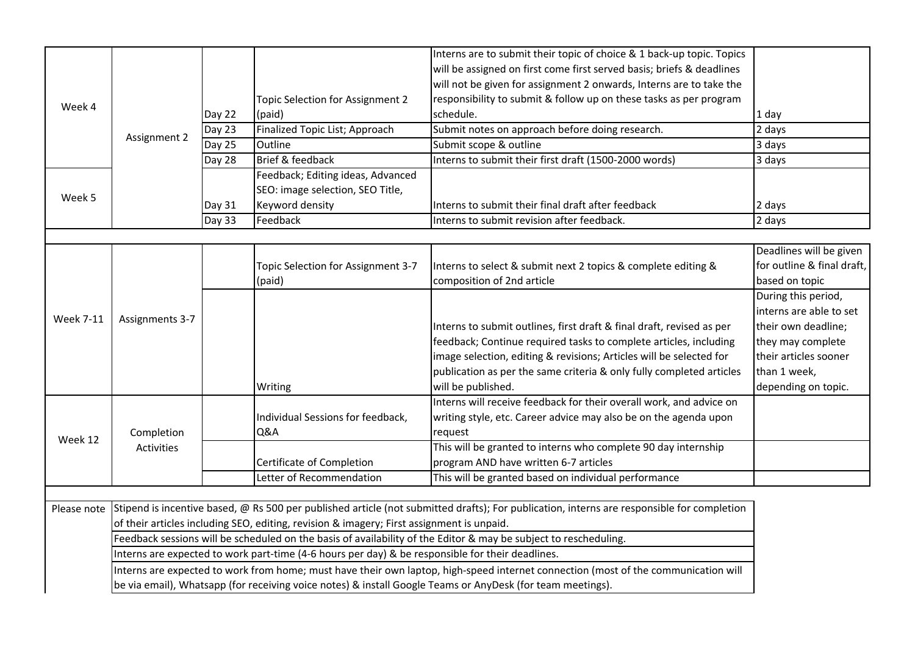| | | | | | |
|---|---|---|---|---|---|
| Week 4 | Assignment 2 | Day 22 | Topic Selection for Assignment 2 (paid) | Interns are to submit their topic of choice & 1 back-up topic. Topics will be assigned on first come first served basis; briefs & deadlines will not be given for assignment 2 onwards, Interns are to take the responsibility to submit & follow up on these tasks as per program schedule. | 1 day |
| | | Day 23 | Finalized Topic List; Approach | Submit notes on approach before doing research. | 2 days |
| | | Day 25 | Outline | Submit scope & outline | 3 days |
| | | Day 28 | Brief & feedback | Interns to submit their first draft (1500-2000 words) | 3 days |
| Week 5 | | Day 31 | Feedback; Editing ideas, Advanced SEO: image selection, SEO Title, Keyword density | Interns to submit their final draft after feedback | 2 days |
| | | Day 33 | Feedback | Interns to submit revision after feedback. | 2 days |

| | | | | | |
|---|---|---|---|---|---|
| Week 7-11 | Assignments 3-7 | | Topic Selection for Assignment 3-7 (paid) | Interns to select & submit next 2 topics & complete editing & composition of 2nd article | Deadlines will be given for outline & final draft, based on topic |
| | | | Writing | Interns to submit outlines, first draft & final draft, revised as per feedback; Continue required tasks to complete articles, including image selection, editing & revisions; Articles will be selected for publication as per the same criteria & only fully completed articles will be published. | During this period, interns are able to set their own deadline; they may complete their articles sooner than 1 week, depending on topic. |
| Week 12 | Completion Activities | | Individual Sessions for feedback, Q&A | Interns will receive feedback for their overall work, and advice on writing style, etc. Career advice may also be on the agenda upon request | |
| | | | Certificate of Completion | This will be granted to interns who complete 90 day internship program AND have written 6-7 articles | |
| | | | Letter of Recommendation | This will be granted based on individual performance | |

| | |
|---|---|
| Please note | Stipend is incentive based, @ Rs 500 per published article (not submitted drafts); For publication, interns are responsible for completion of their articles including SEO, editing, revision & imagery; First assignment is unpaid. |
| | Feedback sessions will be scheduled on the basis of availability of the Editor & may be subject to rescheduling. |
| | Interns are expected to work part-time (4-6 hours per day) & be responsible for their deadlines. |
| | Interns are expected to work from home; must have their own laptop, high-speed internet connection (most of the communication will be via email), Whatsapp (for receiving voice notes) & install Google Teams or AnyDesk (for team meetings). |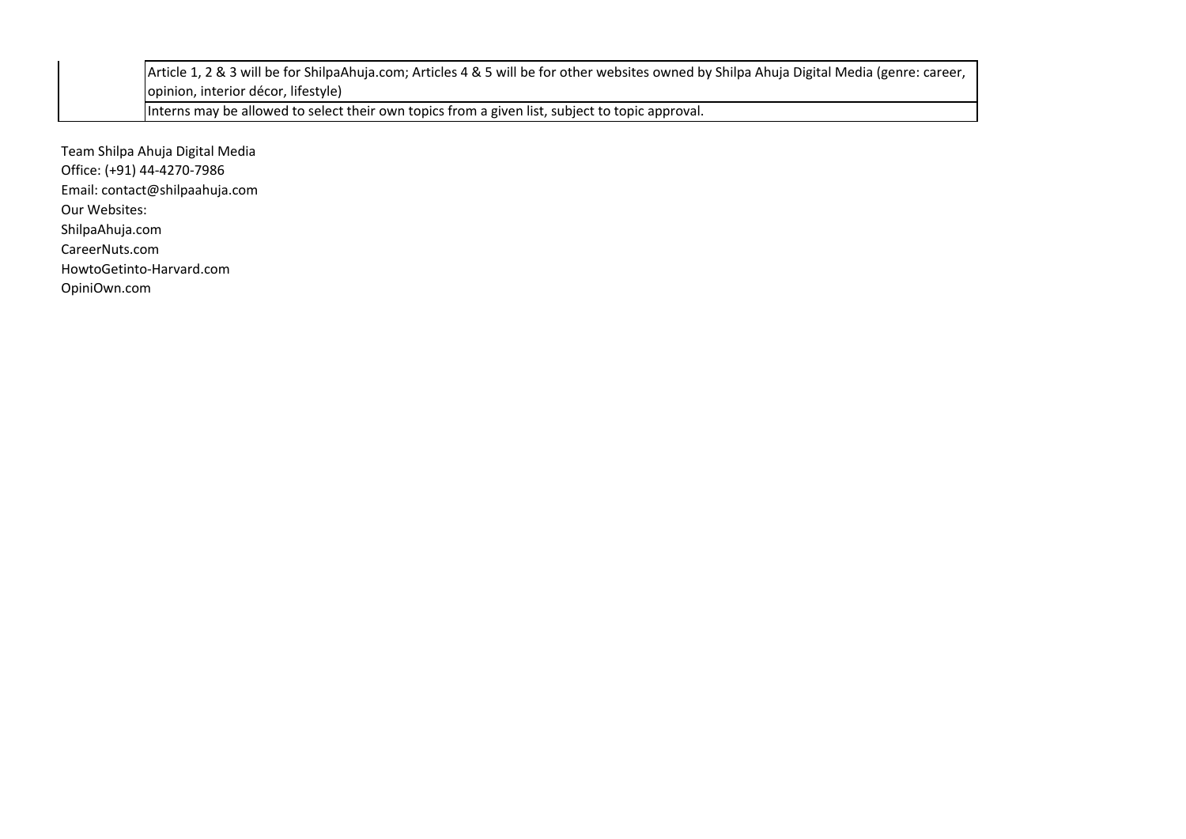| | |
|---|---|
| | Article 1, 2 & 3 will be for ShilpaAhuja.com; Articles 4 & 5 will be for other websites owned by Shilpa Ahuja Digital Media (genre: career, opinion, interior décor, lifestyle) |
| | Interns may be allowed to select their own topics from a given list, subject to topic approval. |

Team Shilpa Ahuja Digital Media
Office: (+91) 44-4270-7986
Email: contact@shilpaahuja.com
Our Websites:
ShilpaAhuja.com
CareerNuts.com
HowtoGetinto-Harvard.com
OpiniOwn.com